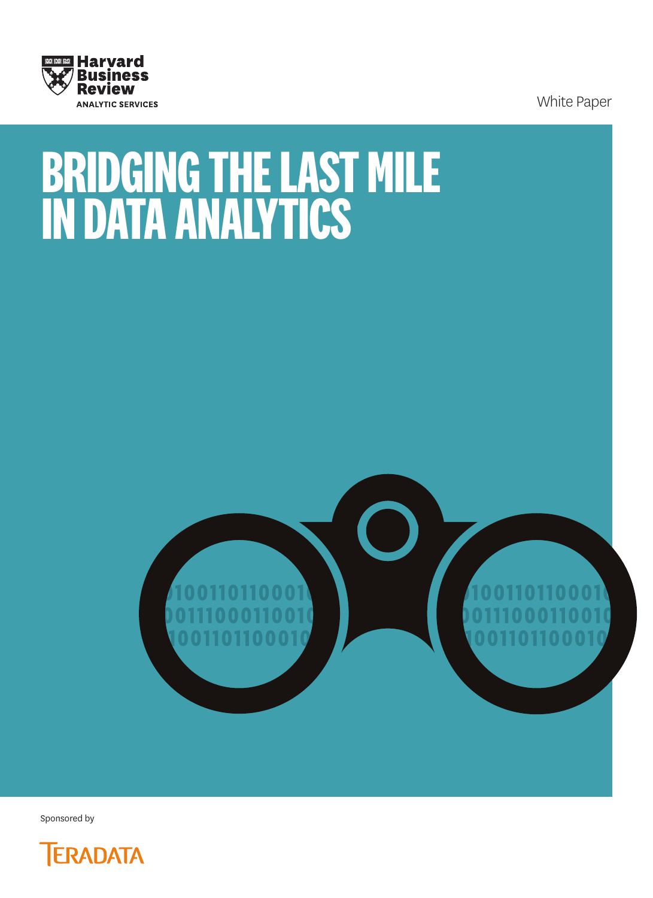Harvard Business Review
ANALYTIC SERVICES

White Paper

# BRIDGING THE LAST MILE IN DATA ANALYTICS

Sponsored by

TERADATA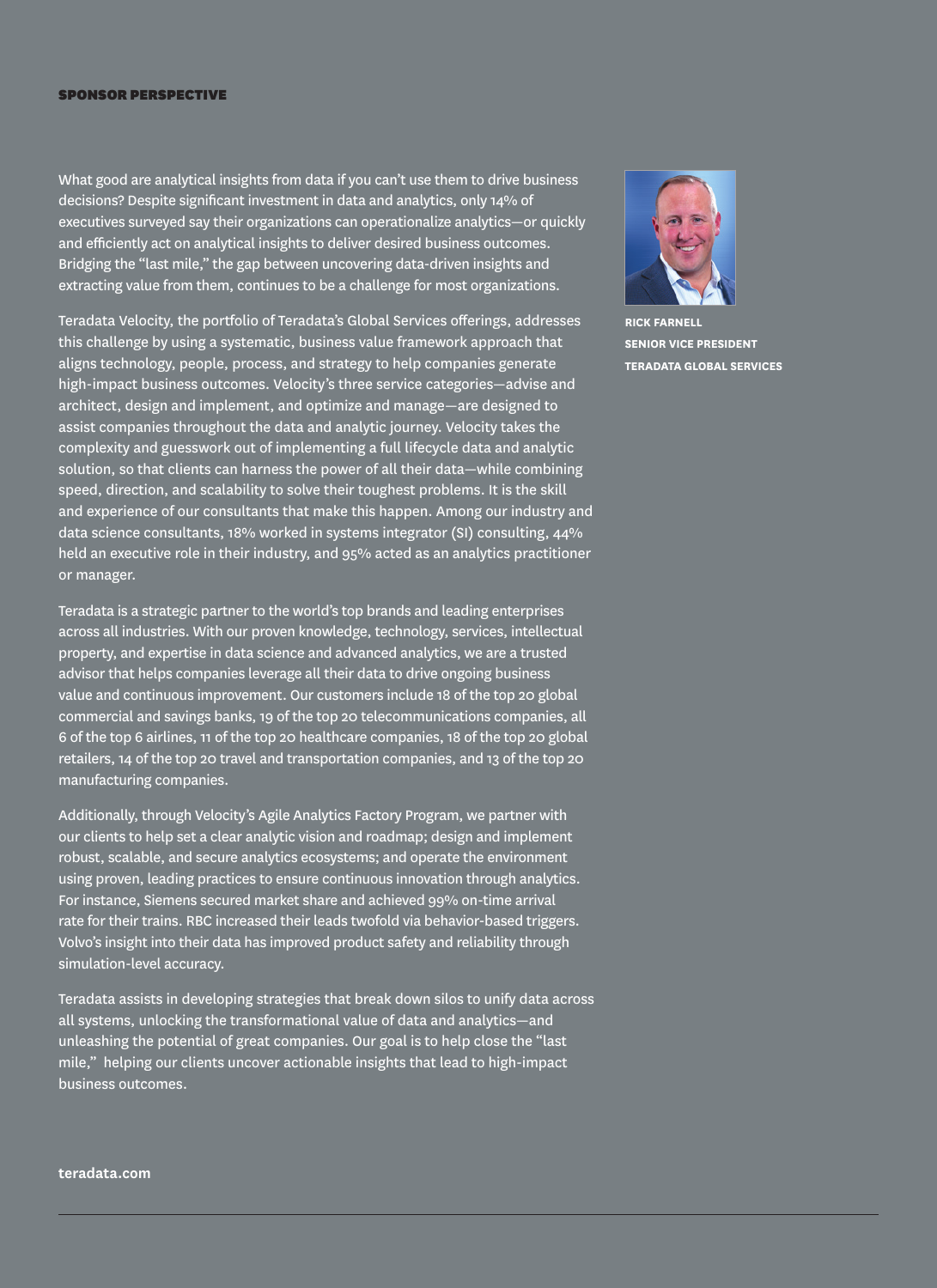**SPONSOR PERSPECTIVE**

What good are analytical insights from data if you can't use them to drive business decisions? Despite significant investment in data and analytics, only 14% of executives surveyed say their organizations can operationalize analytics—or quickly and efficiently act on analytical insights to deliver desired business outcomes. Bridging the "last mile," the gap between uncovering data-driven insights and extracting value from them, continues to be a challenge for most organizations.

Teradata Velocity, the portfolio of Teradata's Global Services offerings, addresses this challenge by using a systematic, business value framework approach that aligns technology, people, process, and strategy to help companies generate high-impact business outcomes. Velocity's three service categories—advise and architect, design and implement, and optimize and manage—are designed to assist companies throughout the data and analytic journey. Velocity takes the complexity and guesswork out of implementing a full lifecycle data and analytic solution, so that clients can harness the power of all their data—while combining speed, direction, and scalability to solve their toughest problems. It is the skill and experience of our consultants that make this happen. Among our industry and data science consultants, 18% worked in systems integrator (SI) consulting, 44% held an executive role in their industry, and 95% acted as an analytics practitioner or manager.

Teradata is a strategic partner to the world's top brands and leading enterprises across all industries. With our proven knowledge, technology, services, intellectual property, and expertise in data science and advanced analytics, we are a trusted advisor that helps companies leverage all their data to drive ongoing business value and continuous improvement. Our customers include 18 of the top 20 global commercial and savings banks, 19 of the top 20 telecommunications companies, all 6 of the top 6 airlines, 11 of the top 20 healthcare companies, 18 of the top 20 global retailers, 14 of the top 20 travel and transportation companies, and 13 of the top 20 manufacturing companies.

Additionally, through Velocity's Agile Analytics Factory Program, we partner with our clients to help set a clear analytic vision and roadmap; design and implement robust, scalable, and secure analytics ecosystems; and operate the environment using proven, leading practices to ensure continuous innovation through analytics. For instance, Siemens secured market share and achieved 99% on-time arrival rate for their trains. RBC increased their leads twofold via behavior-based triggers. Volvo's insight into their data has improved product safety and reliability through simulation-level accuracy.

Teradata assists in developing strategies that break down silos to unify data across all systems, unlocking the transformational value of data and analytics—and unleashing the potential of great companies. Our goal is to help close the "last mile," helping our clients uncover actionable insights that lead to high-impact business outcomes.

**RICK FARNELL**
**SENIOR VICE PRESIDENT**
**TERADATA GLOBAL SERVICES**

**teradata.com**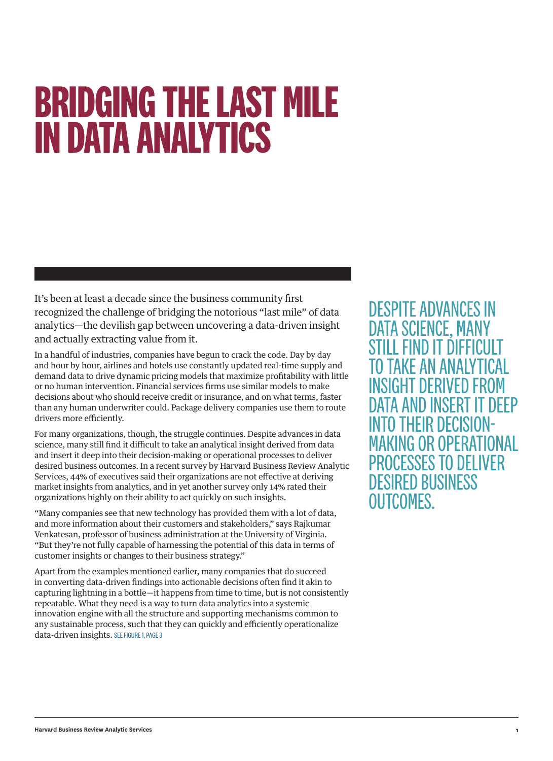# BRIDGING THE LAST MILE IN DATA ANALYTICS

It's been at least a decade since the business community first recognized the challenge of bridging the notorious "last mile" of data analytics—the devilish gap between uncovering a data-driven insight and actually extracting value from it.

In a handful of industries, companies have begun to crack the code. Day by day and hour by hour, airlines and hotels use constantly updated real-time supply and demand data to drive dynamic pricing models that maximize profitability with little or no human intervention. Financial services firms use similar models to make decisions about who should receive credit or insurance, and on what terms, faster than any human underwriter could. Package delivery companies use them to route drivers more efficiently.

For many organizations, though, the struggle continues. Despite advances in data science, many still find it difficult to take an analytical insight derived from data and insert it deep into their decision-making or operational processes to deliver desired business outcomes. In a recent survey by Harvard Business Review Analytic Services, 44% of executives said their organizations are not effective at deriving market insights from analytics, and in yet another survey only 14% rated their organizations highly on their ability to act quickly on such insights.

"Many companies see that new technology has provided them with a lot of data, and more information about their customers and stakeholders," says Rajkumar Venkatesan, professor of business administration at the University of Virginia. "But they're not fully capable of harnessing the potential of this data in terms of customer insights or changes to their business strategy."

Apart from the examples mentioned earlier, many companies that do succeed in converting data-driven findings into actionable decisions often find it akin to capturing lightning in a bottle—it happens from time to time, but is not consistently repeatable. What they need is a way to turn data analytics into a systemic innovation engine with all the structure and supporting mechanisms common to any sustainable process, such that they can quickly and efficiently operationalize data-driven insights. SEE FIGURE 1, PAGE 3

DESPITE ADVANCES IN DATA SCIENCE, MANY STILL FIND IT DIFFICULT TO TAKE AN ANALYTICAL INSIGHT DERIVED FROM DATA AND INSERT IT DEEP INTO THEIR DECISION-MAKING OR OPERATIONAL PROCESSES TO DELIVER DESIRED BUSINESS OUTCOMES.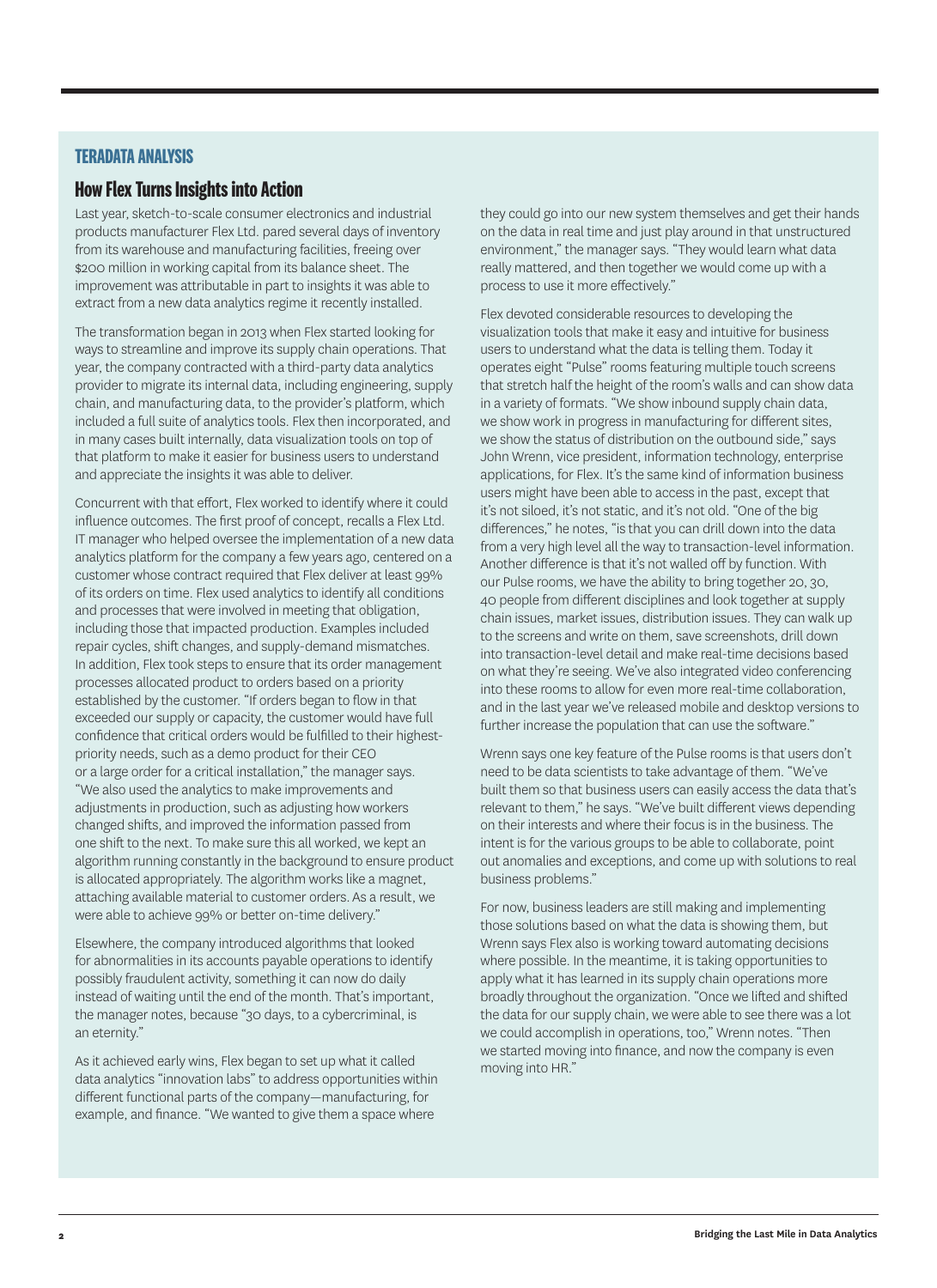## TERADATA ANALYSIS

### How Flex Turns Insights into Action

Last year, sketch-to-scale consumer electronics and industrial products manufacturer Flex Ltd. pared several days of inventory from its warehouse and manufacturing facilities, freeing over $200 million in working capital from its balance sheet. The improvement was attributable in part to insights it was able to extract from a new data analytics regime it recently installed.

The transformation began in 2013 when Flex started looking for ways to streamline and improve its supply chain operations. That year, the company contracted with a third-party data analytics provider to migrate its internal data, including engineering, supply chain, and manufacturing data, to the provider's platform, which included a full suite of analytics tools. Flex then incorporated, and in many cases built internally, data visualization tools on top of that platform to make it easier for business users to understand and appreciate the insights it was able to deliver.

Concurrent with that effort, Flex worked to identify where it could influence outcomes. The first proof of concept, recalls a Flex Ltd. IT manager who helped oversee the implementation of a new data analytics platform for the company a few years ago, centered on a customer whose contract required that Flex deliver at least 99% of its orders on time. Flex used analytics to identify all conditions and processes that were involved in meeting that obligation, including those that impacted production. Examples included repair cycles, shift changes, and supply-demand mismatches. In addition, Flex took steps to ensure that its order management processes allocated product to orders based on a priority established by the customer. "If orders began to flow in that exceeded our supply or capacity, the customer would have full confidence that critical orders would be fulfilled to their highest-priority needs, such as a demo product for their CEO or a large order for a critical installation," the manager says. "We also used the analytics to make improvements and adjustments in production, such as adjusting how workers changed shifts, and improved the information passed from one shift to the next. To make sure this all worked, we kept an algorithm running constantly in the background to ensure product is allocated appropriately. The algorithm works like a magnet, attaching available material to customer orders. As a result, we were able to achieve 99% or better on-time delivery."

Elsewhere, the company introduced algorithms that looked for abnormalities in its accounts payable operations to identify possibly fraudulent activity, something it can now do daily instead of waiting until the end of the month. That's important, the manager notes, because "30 days, to a cybercriminal, is an eternity."

As it achieved early wins, Flex began to set up what it called data analytics "innovation labs" to address opportunities within different functional parts of the company—manufacturing, for example, and finance. "We wanted to give them a space where they could go into our new system themselves and get their hands on the data in real time and just play around in that unstructured environment," the manager says. "They would learn what data really mattered, and then together we would come up with a process to use it more effectively."

Flex devoted considerable resources to developing the visualization tools that make it easy and intuitive for business users to understand what the data is telling them. Today it operates eight "Pulse" rooms featuring multiple touch screens that stretch half the height of the room's walls and can show data in a variety of formats. "We show inbound supply chain data, we show work in progress in manufacturing for different sites, we show the status of distribution on the outbound side," says John Wrenn, vice president, information technology, enterprise applications, for Flex. It's the same kind of information business users might have been able to access in the past, except that it's not siloed, it's not static, and it's not old. "One of the big differences," he notes, "is that you can drill down into the data from a very high level all the way to transaction-level information. Another difference is that it's not walled off by function. With our Pulse rooms, we have the ability to bring together 20, 30, 40 people from different disciplines and look together at supply chain issues, market issues, distribution issues. They can walk up to the screens and write on them, save screenshots, drill down into transaction-level detail and make real-time decisions based on what they're seeing. We've also integrated video conferencing into these rooms to allow for even more real-time collaboration, and in the last year we've released mobile and desktop versions to further increase the population that can use the software."

Wrenn says one key feature of the Pulse rooms is that users don't need to be data scientists to take advantage of them. "We've built them so that business users can easily access the data that's relevant to them," he says. "We've built different views depending on their interests and where their focus is in the business. The intent is for the various groups to be able to collaborate, point out anomalies and exceptions, and come up with solutions to real business problems."

For now, business leaders are still making and implementing those solutions based on what the data is showing them, but Wrenn says Flex also is working toward automating decisions where possible. In the meantime, it is taking opportunities to apply what it has learned in its supply chain operations more broadly throughout the organization. "Once we lifted and shifted the data for our supply chain, we were able to see there was a lot we could accomplish in operations, too," Wrenn notes. "Then we started moving into finance, and now the company is even moving into HR."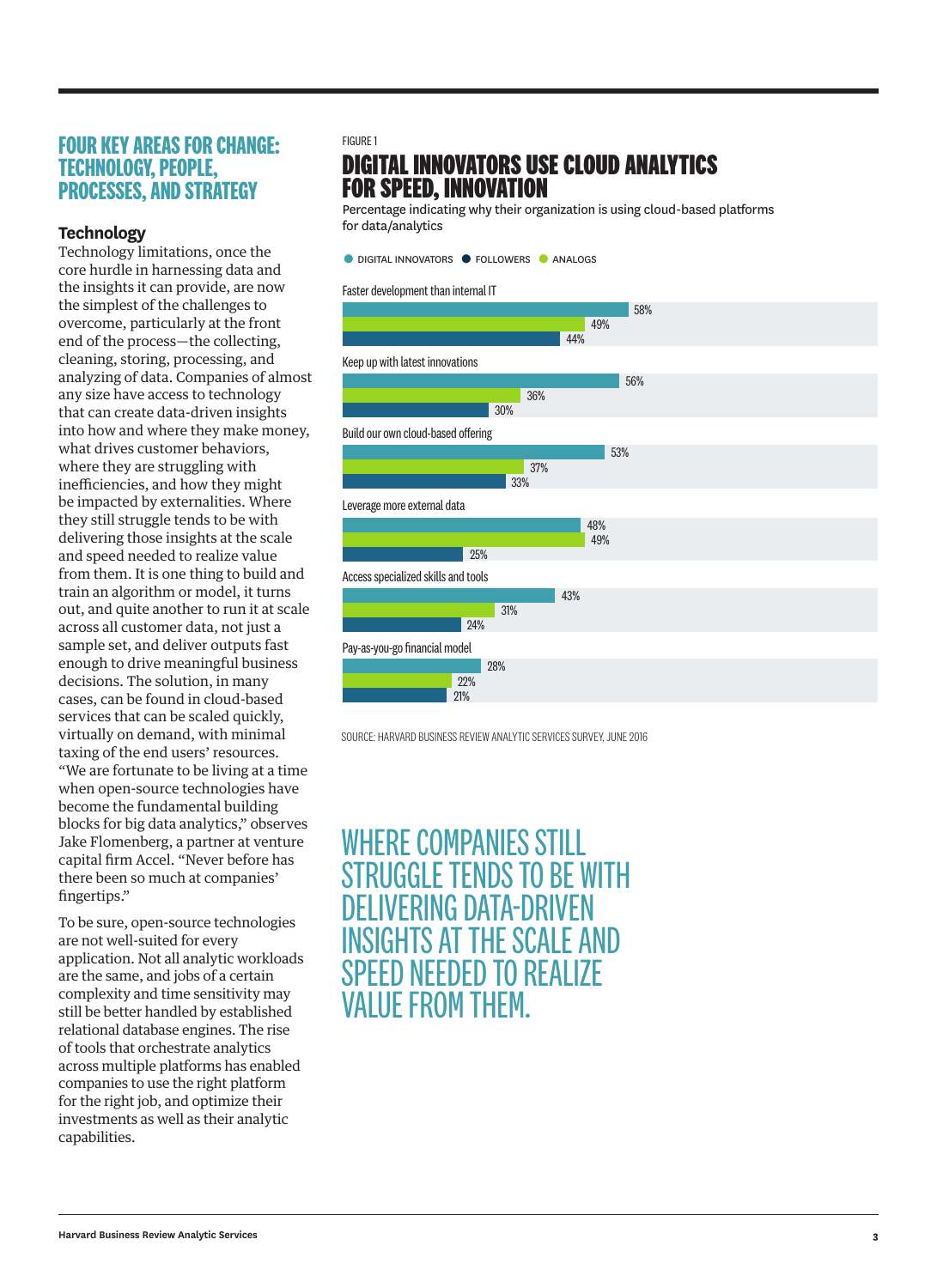## FOUR KEY AREAS FOR CHANGE: TECHNOLOGY, PEOPLE, PROCESSES, AND STRATEGY

### Technology

Technology limitations, once the core hurdle in harnessing data and the insights it can provide, are now the simplest of the challenges to overcome, particularly at the front end of the process—the collecting, cleaning, storing, processing, and analyzing of data. Companies of almost any size have access to technology that can create data-driven insights into how and where they make money, what drives customer behaviors, where they are struggling with inefficiencies, and how they might be impacted by externalities. Where they still struggle tends to be with delivering those insights at the scale and speed needed to realize value from them. It is one thing to build and train an algorithm or model, it turns out, and quite another to run it at scale across all customer data, not just a sample set, and deliver outputs fast enough to drive meaningful business decisions. The solution, in many cases, can be found in cloud-based services that can be scaled quickly, virtually on demand, with minimal taxing of the end users' resources. "We are fortunate to be living at a time when open-source technologies have become the fundamental building blocks for big data analytics," observes Jake Flomenberg, a partner at venture capital firm Accel. "Never before has there been so much at companies' fingertips."

To be sure, open-source technologies are not well-suited for every application. Not all analytic workloads are the same, and jobs of a certain complexity and time sensitivity may still be better handled by established relational database engines. The rise of tools that orchestrate analytics across multiple platforms has enabled companies to use the right platform for the right job, and optimize their investments as well as their analytic capabilities.

FIGURE 1

### DIGITAL INNOVATORS USE CLOUD ANALYTICS FOR SPEED, INNOVATION

Percentage indicating why their organization is using cloud-based platforms for data/analytics

| | Digital Innovators | Analogs | Followers |
|---|---|---|---|
| Faster development than internal IT | 58% | 49% | 44% |
| Keep up with latest innovations | 56% | 36% | 30% |
| Build our own cloud-based offering | 53% | 37% | 33% |
| Leverage more external data | 48% | 49% | 25% |
| Access specialized skills and tools | 43% | 31% | 24% |
| Pay-as-you-go financial model | 28% | 22% | 21% |

SOURCE: HARVARD BUSINESS REVIEW ANALYTIC SERVICES SURVEY, JUNE 2016

WHERE COMPANIES STILL STRUGGLE TENDS TO BE WITH DELIVERING DATA-DRIVEN INSIGHTS AT THE SCALE AND SPEED NEEDED TO REALIZE VALUE FROM THEM.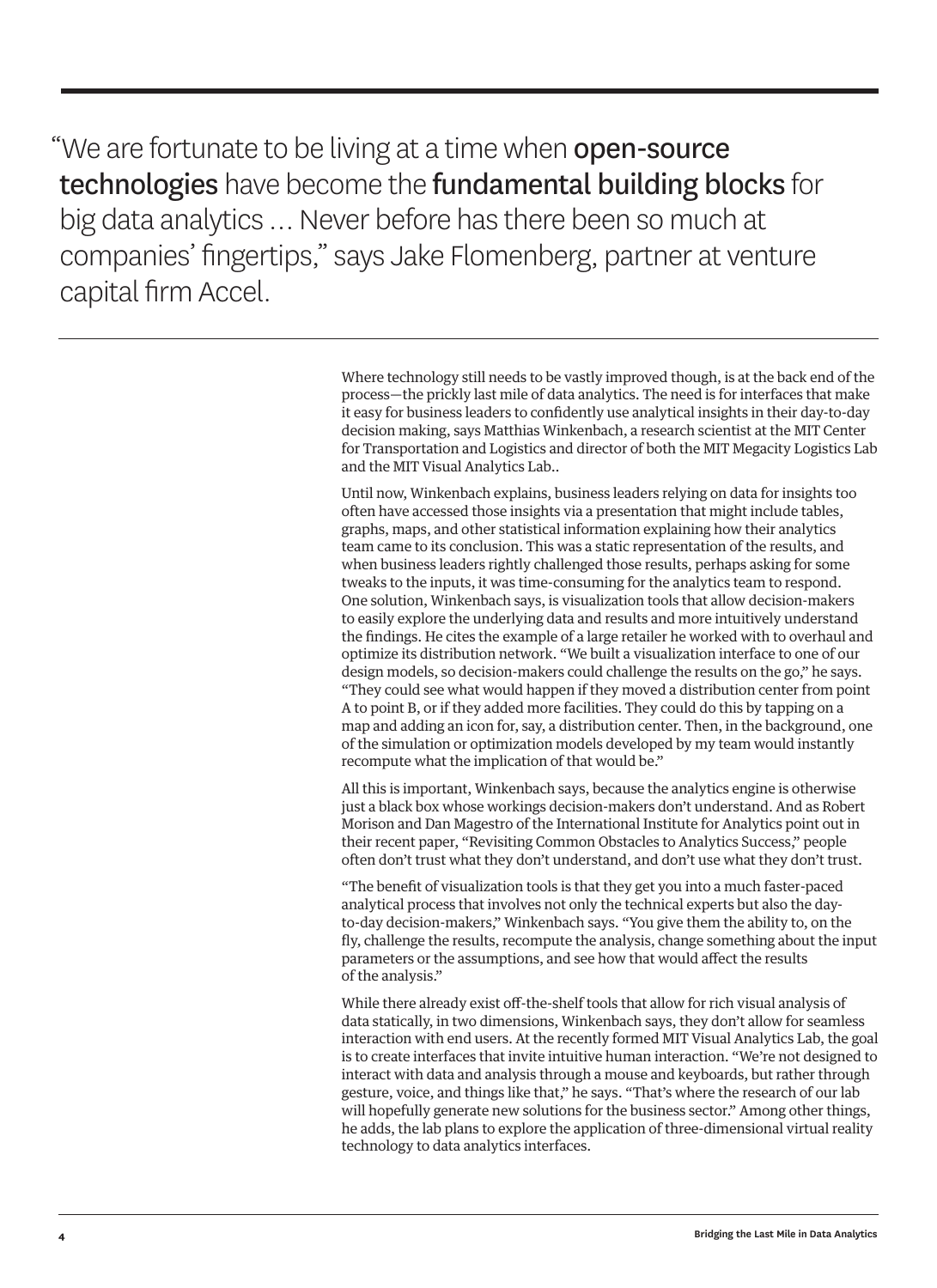"We are fortunate to be living at a time when **open-source technologies** have become the **fundamental building blocks** for big data analytics … Never before has there been so much at companies' fingertips," says Jake Flomenberg, partner at venture capital firm Accel.

Where technology still needs to be vastly improved though, is at the back end of the process—the prickly last mile of data analytics. The need is for interfaces that make it easy for business leaders to confidently use analytical insights in their day-to-day decision making, says Matthias Winkenbach, a research scientist at the MIT Center for Transportation and Logistics and director of both the MIT Megacity Logistics Lab and the MIT Visual Analytics Lab..

Until now, Winkenbach explains, business leaders relying on data for insights too often have accessed those insights via a presentation that might include tables, graphs, maps, and other statistical information explaining how their analytics team came to its conclusion. This was a static representation of the results, and when business leaders rightly challenged those results, perhaps asking for some tweaks to the inputs, it was time-consuming for the analytics team to respond. One solution, Winkenbach says, is visualization tools that allow decision-makers to easily explore the underlying data and results and more intuitively understand the findings. He cites the example of a large retailer he worked with to overhaul and optimize its distribution network. "We built a visualization interface to one of our design models, so decision-makers could challenge the results on the go," he says. "They could see what would happen if they moved a distribution center from point A to point B, or if they added more facilities. They could do this by tapping on a map and adding an icon for, say, a distribution center. Then, in the background, one of the simulation or optimization models developed by my team would instantly recompute what the implication of that would be."

All this is important, Winkenbach says, because the analytics engine is otherwise just a black box whose workings decision-makers don't understand. And as Robert Morison and Dan Magestro of the International Institute for Analytics point out in their recent paper, "Revisiting Common Obstacles to Analytics Success," people often don't trust what they don't understand, and don't use what they don't trust.

"The benefit of visualization tools is that they get you into a much faster-paced analytical process that involves not only the technical experts but also the day-to-day decision-makers," Winkenbach says. "You give them the ability to, on the fly, challenge the results, recompute the analysis, change something about the input parameters or the assumptions, and see how that would affect the results of the analysis."

While there already exist off-the-shelf tools that allow for rich visual analysis of data statically, in two dimensions, Winkenbach says, they don't allow for seamless interaction with end users. At the recently formed MIT Visual Analytics Lab, the goal is to create interfaces that invite intuitive human interaction. "We're not designed to interact with data and analysis through a mouse and keyboards, but rather through gesture, voice, and things like that," he says. "That's where the research of our lab will hopefully generate new solutions for the business sector." Among other things, he adds, the lab plans to explore the application of three-dimensional virtual reality technology to data analytics interfaces.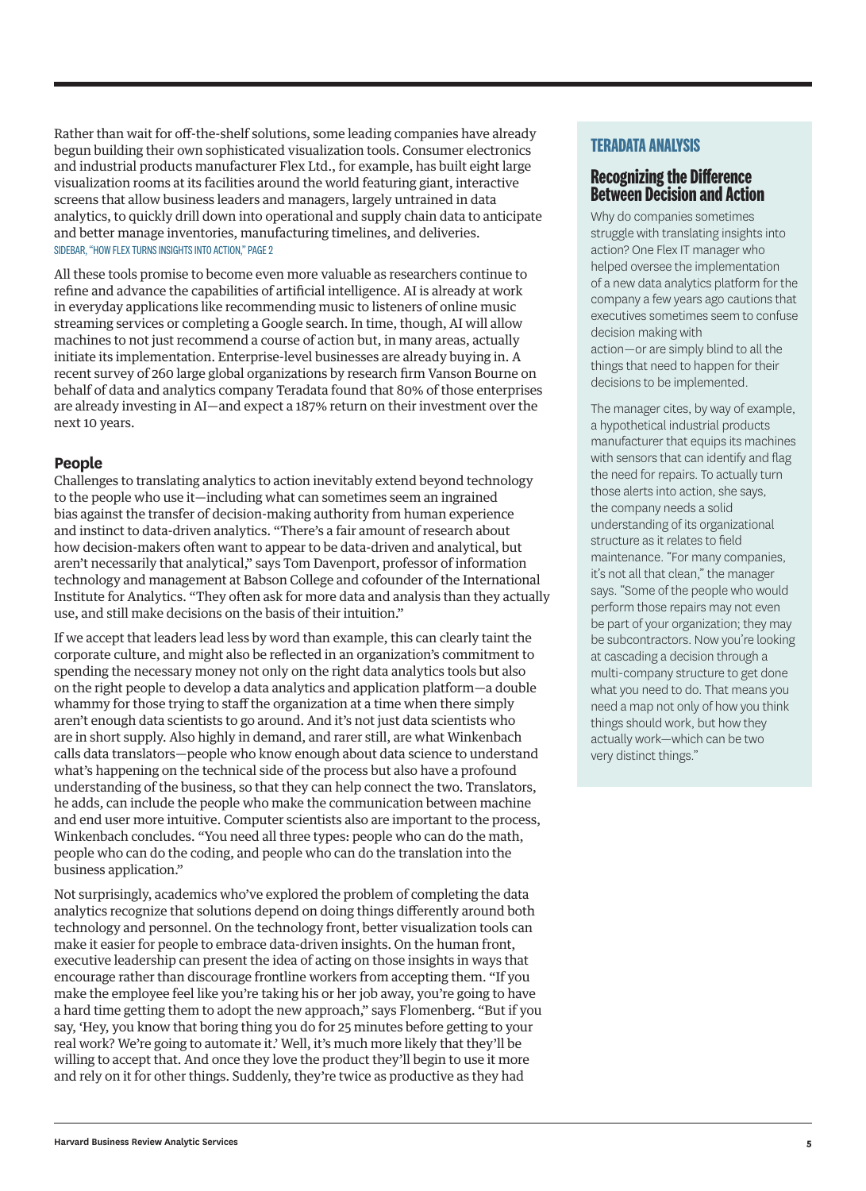Rather than wait for off-the-shelf solutions, some leading companies have already begun building their own sophisticated visualization tools. Consumer electronics and industrial products manufacturer Flex Ltd., for example, has built eight large visualization rooms at its facilities around the world featuring giant, interactive screens that allow business leaders and managers, largely untrained in data analytics, to quickly drill down into operational and supply chain data to anticipate and better manage inventories, manufacturing timelines, and deliveries. SIDEBAR, "HOW FLEX TURNS INSIGHTS INTO ACTION," PAGE 2

All these tools promise to become even more valuable as researchers continue to refine and advance the capabilities of artificial intelligence. AI is already at work in everyday applications like recommending music to listeners of online music streaming services or completing a Google search. In time, though, AI will allow machines to not just recommend a course of action but, in many areas, actually initiate its implementation. Enterprise-level businesses are already buying in. A recent survey of 260 large global organizations by research firm Vanson Bourne on behalf of data and analytics company Teradata found that 80% of those enterprises are already investing in AI—and expect a 187% return on their investment over the next 10 years.

## People

Challenges to translating analytics to action inevitably extend beyond technology to the people who use it—including what can sometimes seem an ingrained bias against the transfer of decision-making authority from human experience and instinct to data-driven analytics. "There's a fair amount of research about how decision-makers often want to appear to be data-driven and analytical, but aren't necessarily that analytical," says Tom Davenport, professor of information technology and management at Babson College and cofounder of the International Institute for Analytics. "They often ask for more data and analysis than they actually use, and still make decisions on the basis of their intuition."

If we accept that leaders lead less by word than example, this can clearly taint the corporate culture, and might also be reflected in an organization's commitment to spending the necessary money not only on the right data analytics tools but also on the right people to develop a data analytics and application platform—a double whammy for those trying to staff the organization at a time when there simply aren't enough data scientists to go around. And it's not just data scientists who are in short supply. Also highly in demand, and rarer still, are what Winkenbach calls data translators—people who know enough about data science to understand what's happening on the technical side of the process but also have a profound understanding of the business, so that they can help connect the two. Translators, he adds, can include the people who make the communication between machine and end user more intuitive. Computer scientists also are important to the process, Winkenbach concludes. "You need all three types: people who can do the math, people who can do the coding, and people who can do the translation into the business application."

Not surprisingly, academics who've explored the problem of completing the data analytics recognize that solutions depend on doing things differently around both technology and personnel. On the technology front, better visualization tools can make it easier for people to embrace data-driven insights. On the human front, executive leadership can present the idea of acting on those insights in ways that encourage rather than discourage frontline workers from accepting them. "If you make the employee feel like you're taking his or her job away, you're going to have a hard time getting them to adopt the new approach," says Flomenberg. "But if you say, 'Hey, you know that boring thing you do for 25 minutes before getting to your real work? We're going to automate it.' Well, it's much more likely that they'll be willing to accept that. And once they love the product they'll begin to use it more and rely on it for other things. Suddenly, they're twice as productive as they had

---

**TERADATA ANALYSIS**

### Recognizing the Difference Between Decision and Action

Why do companies sometimes struggle with translating insights into action? One Flex IT manager who helped oversee the implementation of a new data analytics platform for the company a few years ago cautions that executives sometimes seem to confuse decision making with action—or are simply blind to all the things that need to happen for their decisions to be implemented.

The manager cites, by way of example, a hypothetical industrial products manufacturer that equips its machines with sensors that can identify and flag the need for repairs. To actually turn those alerts into action, she says, the company needs a solid understanding of its organizational structure as it relates to field maintenance. "For many companies, it's not all that clean," the manager says. "Some of the people who would perform those repairs may not even be part of your organization; they may be subcontractors. Now you're looking at cascading a decision through a multi-company structure to get done what you need to do. That means you need a map not only of how you think things should work, but how they actually work—which can be two very distinct things."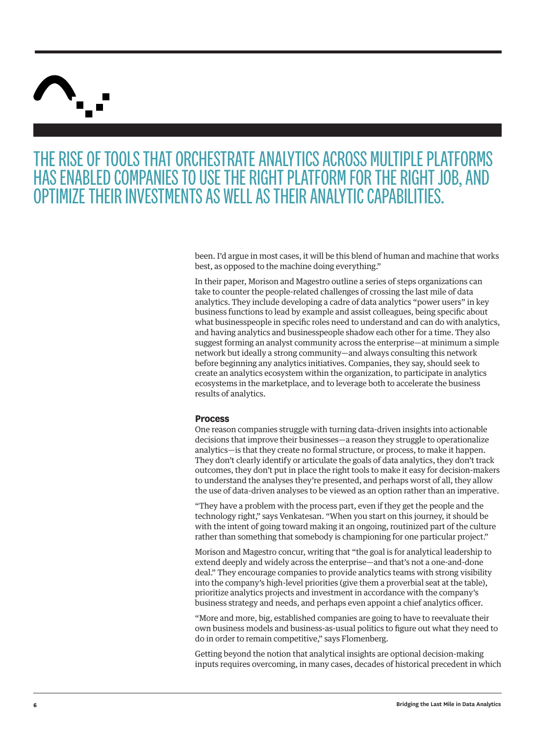THE RISE OF TOOLS THAT ORCHESTRATE ANALYTICS ACROSS MULTIPLE PLATFORMS HAS ENABLED COMPANIES TO USE THE RIGHT PLATFORM FOR THE RIGHT JOB, AND OPTIMIZE THEIR INVESTMENTS AS WELL AS THEIR ANALYTIC CAPABILITIES.

been. I'd argue in most cases, it will be this blend of human and machine that works best, as opposed to the machine doing everything."

In their paper, Morison and Magestro outline a series of steps organizations can take to counter the people-related challenges of crossing the last mile of data analytics. They include developing a cadre of data analytics "power users" in key business functions to lead by example and assist colleagues, being specific about what businesspeople in specific roles need to understand and can do with analytics, and having analytics and businesspeople shadow each other for a time. They also suggest forming an analyst community across the enterprise—at minimum a simple network but ideally a strong community—and always consulting this network before beginning any analytics initiatives. Companies, they say, should seek to create an analytics ecosystem within the organization, to participate in analytics ecosystems in the marketplace, and to leverage both to accelerate the business results of analytics.

### Process

One reason companies struggle with turning data-driven insights into actionable decisions that improve their businesses—a reason they struggle to operationalize analytics—is that they create no formal structure, or process, to make it happen. They don't clearly identify or articulate the goals of data analytics, they don't track outcomes, they don't put in place the right tools to make it easy for decision-makers to understand the analyses they're presented, and perhaps worst of all, they allow the use of data-driven analyses to be viewed as an option rather than an imperative.

"They have a problem with the process part, even if they get the people and the technology right," says Venkatesan. "When you start on this journey, it should be with the intent of going toward making it an ongoing, routinized part of the culture rather than something that somebody is championing for one particular project."

Morison and Magestro concur, writing that "the goal is for analytical leadership to extend deeply and widely across the enterprise—and that's not a one-and-done deal." They encourage companies to provide analytics teams with strong visibility into the company's high-level priorities (give them a proverbial seat at the table), prioritize analytics projects and investment in accordance with the company's business strategy and needs, and perhaps even appoint a chief analytics officer.

"More and more, big, established companies are going to have to reevaluate their own business models and business-as-usual politics to figure out what they need to do in order to remain competitive," says Flomenberg.

Getting beyond the notion that analytical insights are optional decision-making inputs requires overcoming, in many cases, decades of historical precedent in which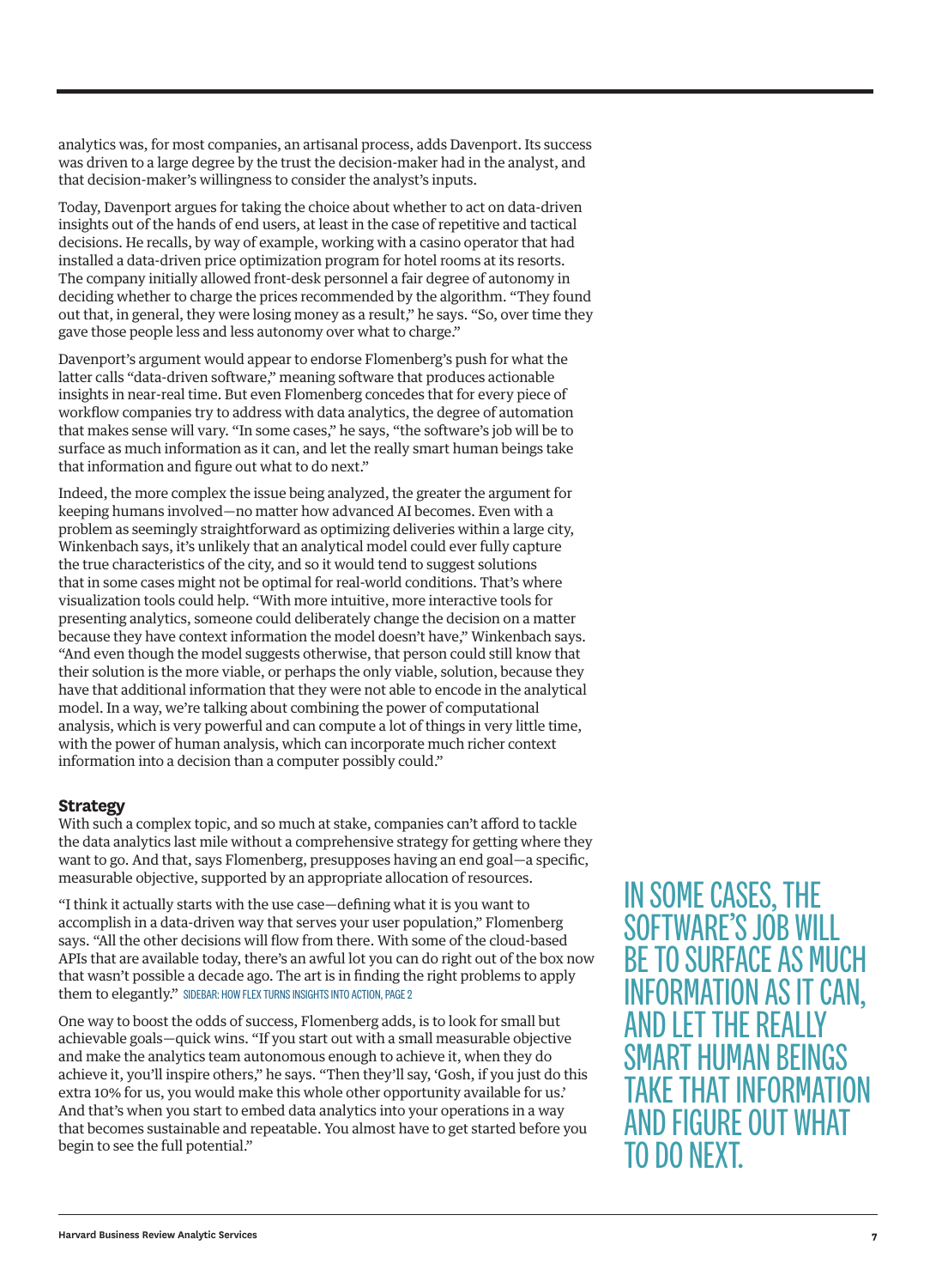analytics was, for most companies, an artisanal process, adds Davenport. Its success was driven to a large degree by the trust the decision-maker had in the analyst, and that decision-maker's willingness to consider the analyst's inputs.

Today, Davenport argues for taking the choice about whether to act on data-driven insights out of the hands of end users, at least in the case of repetitive and tactical decisions. He recalls, by way of example, working with a casino operator that had installed a data-driven price optimization program for hotel rooms at its resorts. The company initially allowed front-desk personnel a fair degree of autonomy in deciding whether to charge the prices recommended by the algorithm. "They found out that, in general, they were losing money as a result," he says. "So, over time they gave those people less and less autonomy over what to charge."

Davenport's argument would appear to endorse Flomenberg's push for what the latter calls "data-driven software," meaning software that produces actionable insights in near-real time. But even Flomenberg concedes that for every piece of workflow companies try to address with data analytics, the degree of automation that makes sense will vary. "In some cases," he says, "the software's job will be to surface as much information as it can, and let the really smart human beings take that information and figure out what to do next."

Indeed, the more complex the issue being analyzed, the greater the argument for keeping humans involved—no matter how advanced AI becomes. Even with a problem as seemingly straightforward as optimizing deliveries within a large city, Winkenbach says, it's unlikely that an analytical model could ever fully capture the true characteristics of the city, and so it would tend to suggest solutions that in some cases might not be optimal for real-world conditions. That's where visualization tools could help. "With more intuitive, more interactive tools for presenting analytics, someone could deliberately change the decision on a matter because they have context information the model doesn't have," Winkenbach says. "And even though the model suggests otherwise, that person could still know that their solution is the more viable, or perhaps the only viable, solution, because they have that additional information that they were not able to encode in the analytical model. In a way, we're talking about combining the power of computational analysis, which is very powerful and can compute a lot of things in very little time, with the power of human analysis, which can incorporate much richer context information into a decision than a computer possibly could."

IN SOME CASES, THE SOFTWARE'S JOB WILL BE TO SURFACE AS MUCH INFORMATION AS IT CAN, AND LET THE REALLY SMART HUMAN BEINGS TAKE THAT INFORMATION AND FIGURE OUT WHAT TO DO NEXT.

### Strategy

With such a complex topic, and so much at stake, companies can't afford to tackle the data analytics last mile without a comprehensive strategy for getting where they want to go. And that, says Flomenberg, presupposes having an end goal—a specific, measurable objective, supported by an appropriate allocation of resources.

"I think it actually starts with the use case—defining what it is you want to accomplish in a data-driven way that serves your user population," Flomenberg says. "All the other decisions will flow from there. With some of the cloud-based APIs that are available today, there's an awful lot you can do right out of the box now that wasn't possible a decade ago. The art is in finding the right problems to apply them to elegantly." SIDEBAR: HOW FLEX TURNS INSIGHTS INTO ACTION, PAGE 2

One way to boost the odds of success, Flomenberg adds, is to look for small but achievable goals—quick wins. "If you start out with a small measurable objective and make the analytics team autonomous enough to achieve it, when they do achieve it, you'll inspire others," he says. "Then they'll say, 'Gosh, if you just do this extra 10% for us, you would make this whole other opportunity available for us.' And that's when you start to embed data analytics into your operations in a way that becomes sustainable and repeatable. You almost have to get started before you begin to see the full potential."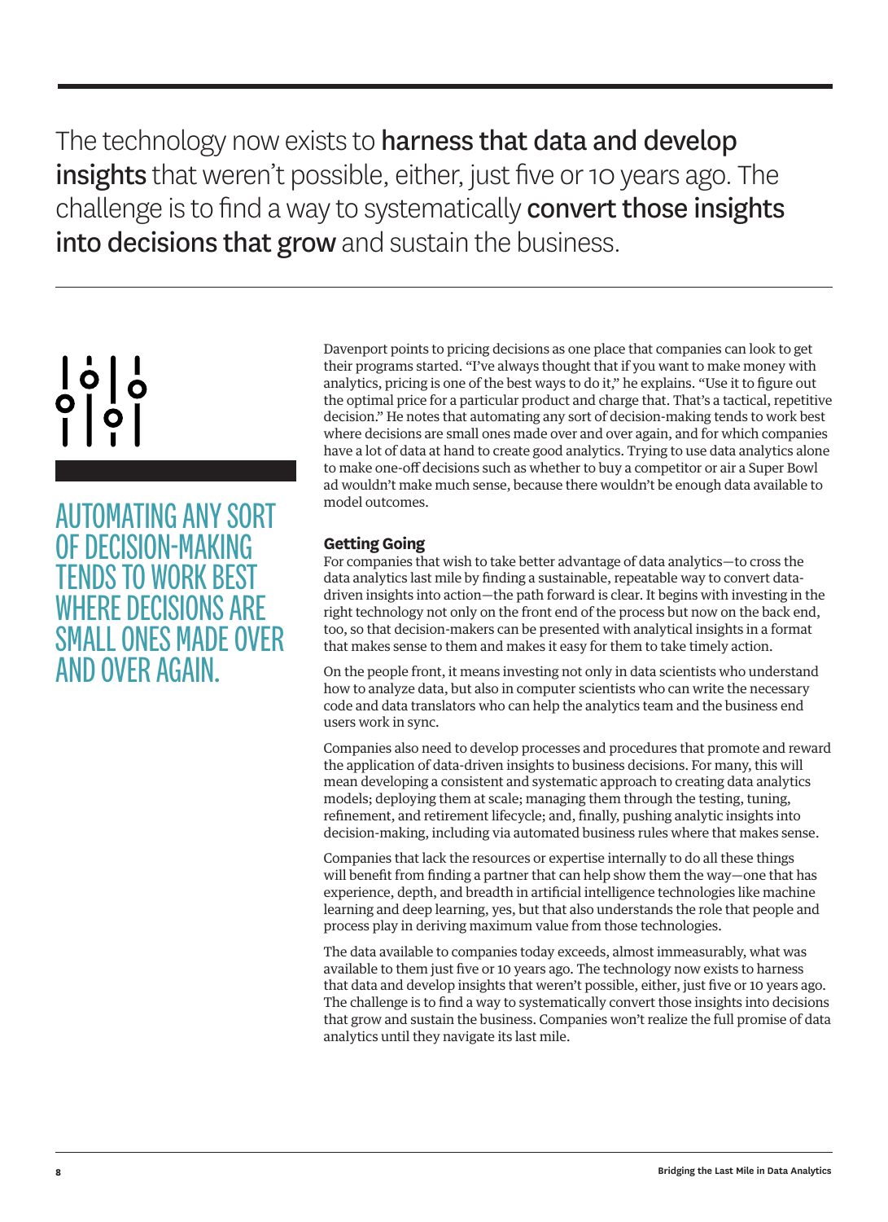The technology now exists to **harness that data and develop insights** that weren't possible, either, just five or 10 years ago. The challenge is to find a way to systematically **convert those insights into decisions that grow** and sustain the business.

AUTOMATING ANY SORT OF DECISION-MAKING TENDS TO WORK BEST WHERE DECISIONS ARE SMALL ONES MADE OVER AND OVER AGAIN.

Davenport points to pricing decisions as one place that companies can look to get their programs started. "I've always thought that if you want to make money with analytics, pricing is one of the best ways to do it," he explains. "Use it to figure out the optimal price for a particular product and charge that. That's a tactical, repetitive decision." He notes that automating any sort of decision-making tends to work best where decisions are small ones made over and over again, and for which companies have a lot of data at hand to create good analytics. Trying to use data analytics alone to make one-off decisions such as whether to buy a competitor or air a Super Bowl ad wouldn't make much sense, because there wouldn't be enough data available to model outcomes.

### Getting Going

For companies that wish to take better advantage of data analytics—to cross the data analytics last mile by finding a sustainable, repeatable way to convert data-driven insights into action—the path forward is clear. It begins with investing in the right technology not only on the front end of the process but now on the back end, too, so that decision-makers can be presented with analytical insights in a format that makes sense to them and makes it easy for them to take timely action.

On the people front, it means investing not only in data scientists who understand how to analyze data, but also in computer scientists who can write the necessary code and data translators who can help the analytics team and the business end users work in sync.

Companies also need to develop processes and procedures that promote and reward the application of data-driven insights to business decisions. For many, this will mean developing a consistent and systematic approach to creating data analytics models; deploying them at scale; managing them through the testing, tuning, refinement, and retirement lifecycle; and, finally, pushing analytic insights into decision-making, including via automated business rules where that makes sense.

Companies that lack the resources or expertise internally to do all these things will benefit from finding a partner that can help show them the way—one that has experience, depth, and breadth in artificial intelligence technologies like machine learning and deep learning, yes, but that also understands the role that people and process play in deriving maximum value from those technologies.

The data available to companies today exceeds, almost immeasurably, what was available to them just five or 10 years ago. The technology now exists to harness that data and develop insights that weren't possible, either, just five or 10 years ago. The challenge is to find a way to systematically convert those insights into decisions that grow and sustain the business. Companies won't realize the full promise of data analytics until they navigate its last mile.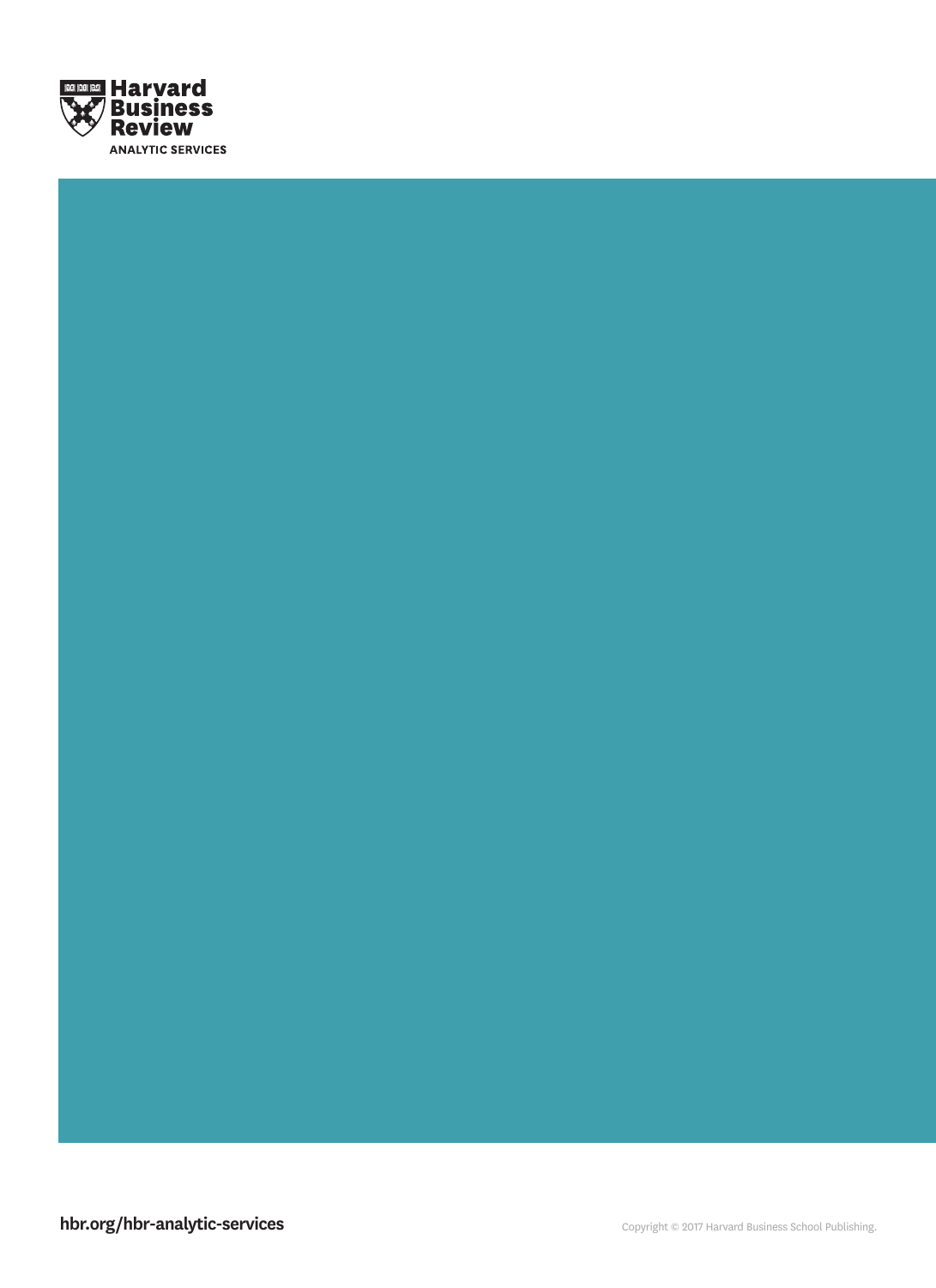Harvard Business Review

ANALYTIC SERVICES

hbr.org/hbr-analytic-services

Copyright © 2017 Harvard Business School Publishing.